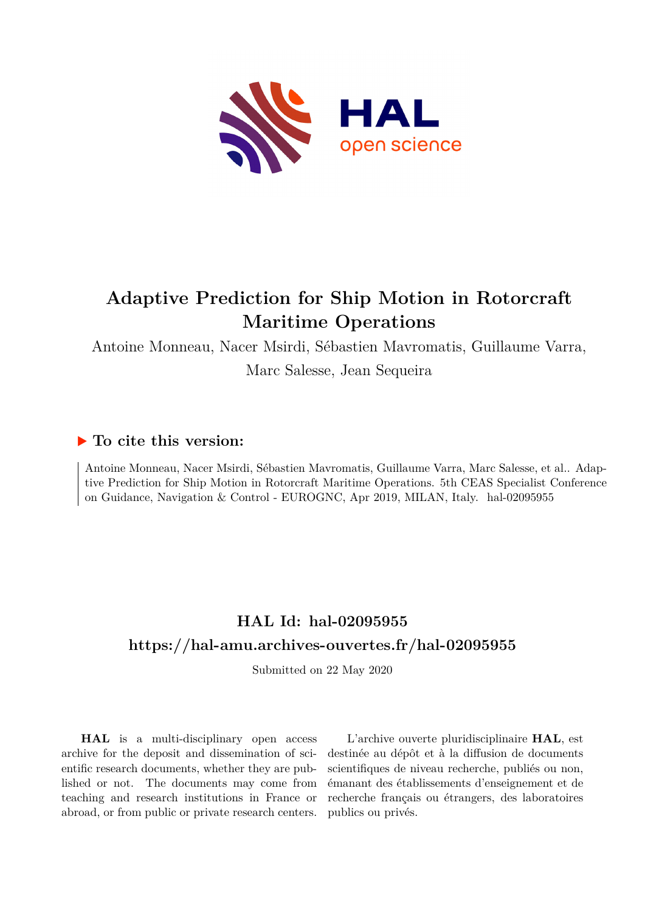# Adaptive Prediction for Ship Motion in Rotorcraft Maritime Operations

Antoine Monneau, Nacer Msirdi, Sébastien Mavromatis, Guillaume Varra, Marc Salesse, Jean Sequeira

## ▶ To cite this version:

Antoine Monneau, Nacer Msirdi, Sébastien Mavromatis, Guillaume Varra, Marc Salesse, et al.. Adaptive Prediction for Ship Motion in Rotorcraft Maritime Operations. 5th CEAS Specialist Conference on Guidance, Navigation & Control - EUROGNC, Apr 2019, MILAN, Italy. hal-02095955

## HAL Id: hal-02095955

## https://hal-amu.archives-ouvertes.fr/hal-02095955

Submitted on 22 May 2020

**HAL** is a multi-disciplinary open access archive for the deposit and dissemination of scientific research documents, whether they are published or not. The documents may come from teaching and research institutions in France or abroad, or from public or private research centers.

L'archive ouverte pluridisciplinaire **HAL**, est destinée au dépôt et à la diffusion de documents scientifiques de niveau recherche, publiés ou non, émanant des établissements d'enseignement et de recherche français ou étrangers, des laboratoires publics ou privés.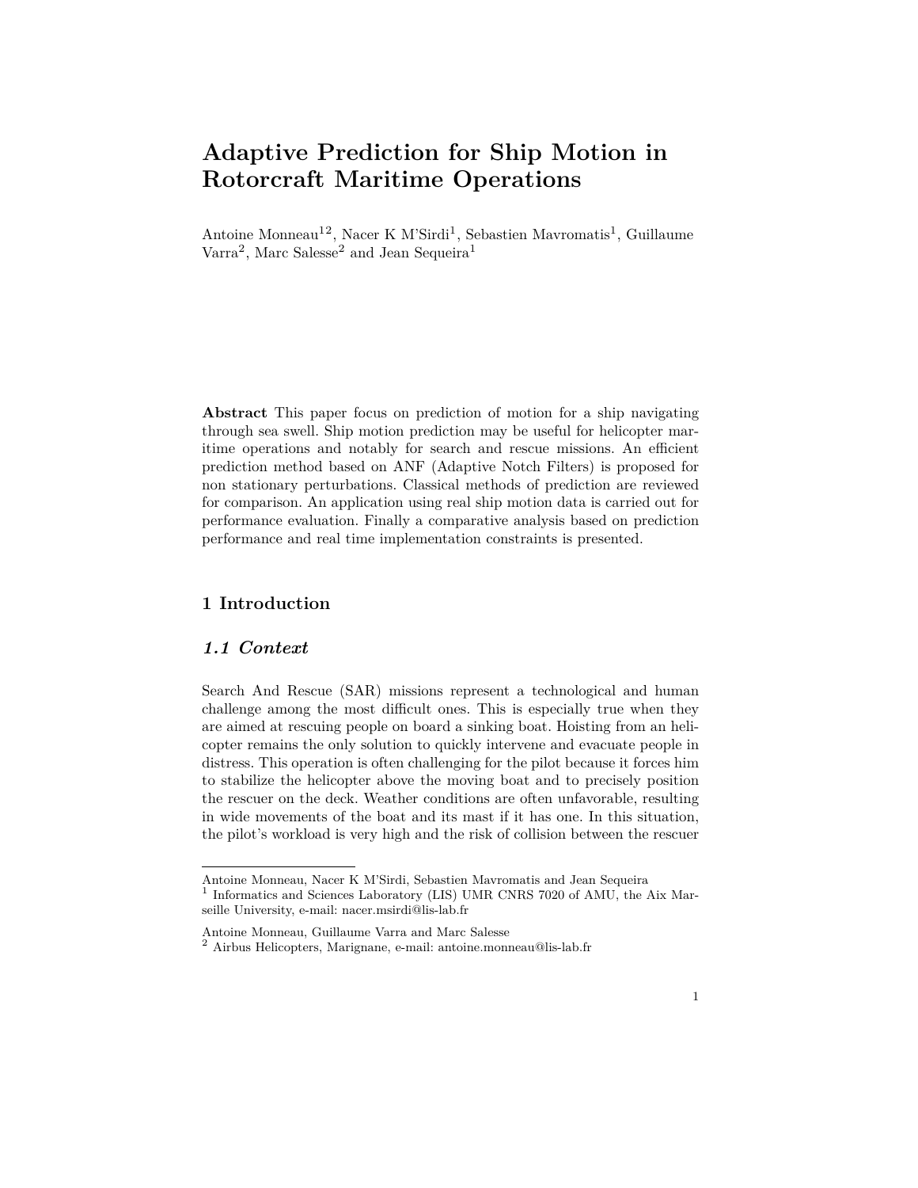# Adaptive Prediction for Ship Motion in Rotorcraft Maritime Operations

Antoine Monneau[1,2], Nacer K M'Sirdi[1], Sebastien Mavromatis[1], Guillaume Varra[2], Marc Salesse[2] and Jean Sequeira[1]

**Abstract** This paper focus on prediction of motion for a ship navigating through sea swell. Ship motion prediction may be useful for helicopter maritime operations and notably for search and rescue missions. An efficient prediction method based on ANF (Adaptive Notch Filters) is proposed for non stationary perturbations. Classical methods of prediction are reviewed for comparison. An application using real ship motion data is carried out for performance evaluation. Finally a comparative analysis based on prediction performance and real time implementation constraints is presented.

## 1 Introduction

### *1.1 Context*

Search And Rescue (SAR) missions represent a technological and human challenge among the most difficult ones. This is especially true when they are aimed at rescuing people on board a sinking boat. Hoisting from an helicopter remains the only solution to quickly intervene and evacuate people in distress. This operation is often challenging for the pilot because it forces him to stabilize the helicopter above the moving boat and to precisely position the rescuer on the deck. Weather conditions are often unfavorable, resulting in wide movements of the boat and its mast if it has one. In this situation, the pilot's workload is very high and the risk of collision between the rescuer

---

Antoine Monneau, Nacer K M'Sirdi, Sebastien Mavromatis and Jean Sequeira
[1] Informatics and Sciences Laboratory (LIS) UMR CNRS 7020 of AMU, the Aix Marseille University, e-mail: nacer.msirdi@lis-lab.fr

Antoine Monneau, Guillaume Varra and Marc Salesse
[2] Airbus Helicopters, Marignane, e-mail: antoine.monneau@lis-lab.fr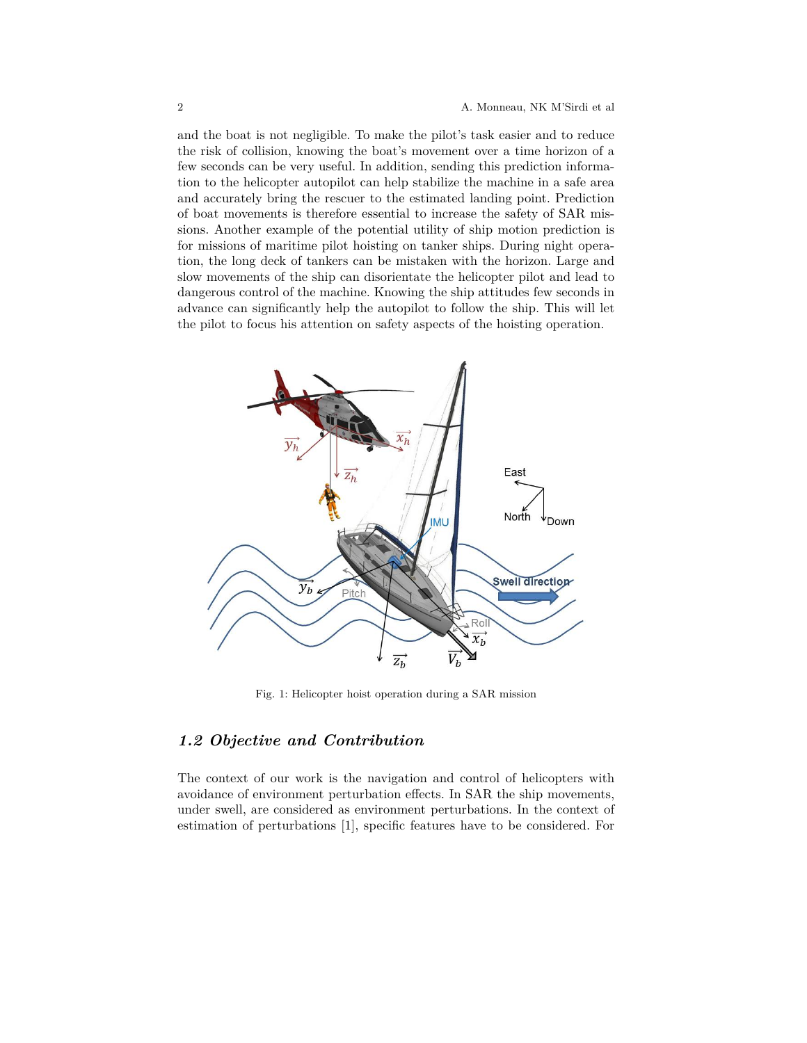and the boat is not negligible. To make the pilot's task easier and to reduce the risk of collision, knowing the boat's movement over a time horizon of a few seconds can be very useful. In addition, sending this prediction information to the helicopter autopilot can help stabilize the machine in a safe area and accurately bring the rescuer to the estimated landing point. Prediction of boat movements is therefore essential to increase the safety of SAR missions. Another example of the potential utility of ship motion prediction is for missions of maritime pilot hoisting on tanker ships. During night operation, the long deck of tankers can be mistaken with the horizon. Large and slow movements of the ship can disorientate the helicopter pilot and lead to dangerous control of the machine. Knowing the ship attitudes few seconds in advance can significantly help the autopilot to follow the ship. This will let the pilot to focus his attention on safety aspects of the hoisting operation.

Fig. 1: Helicopter hoist operation during a SAR mission

### 1.2 Objective and Contribution

The context of our work is the navigation and control of helicopters with avoidance of environment perturbation effects. In SAR the ship movements, under swell, are considered as environment perturbations. In the context of estimation of perturbations [1], specific features have to be considered. For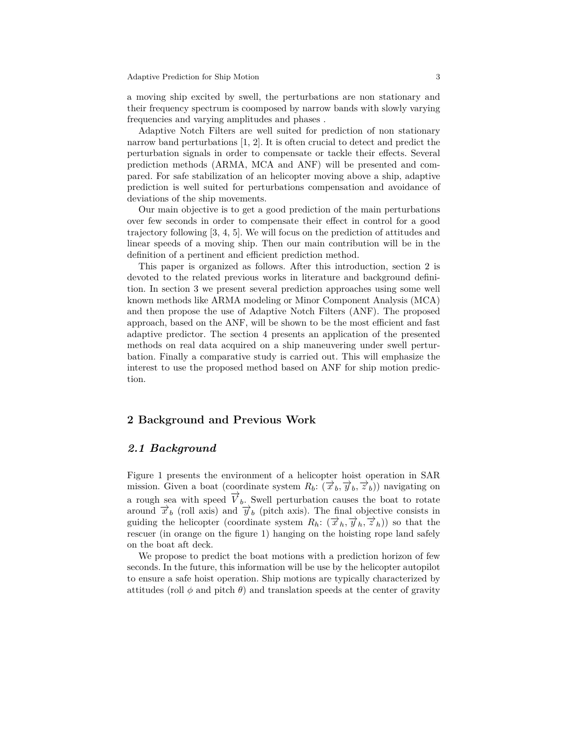a moving ship excited by swell, the perturbations are non stationary and their frequency spectrum is coomposed by narrow bands with slowly varying frequencies and varying amplitudes and phases .

Adaptive Notch Filters are well suited for prediction of non stationary narrow band perturbations [1, 2]. It is often crucial to detect and predict the perturbation signals in order to compensate or tackle their effects. Several prediction methods (ARMA, MCA and ANF) will be presented and compared. For safe stabilization of an helicopter moving above a ship, adaptive prediction is well suited for perturbations compensation and avoidance of deviations of the ship movements.

Our main objective is to get a good prediction of the main perturbations over few seconds in order to compensate their effect in control for a good trajectory following [3, 4, 5]. We will focus on the prediction of attitudes and linear speeds of a moving ship. Then our main contribution will be in the definition of a pertinent and efficient prediction method.

This paper is organized as follows. After this introduction, section 2 is devoted to the related previous works in literature and background definition. In section 3 we present several prediction approaches using some well known methods like ARMA modeling or Minor Component Analysis (MCA) and then propose the use of Adaptive Notch Filters (ANF). The proposed approach, based on the ANF, will be shown to be the most efficient and fast adaptive predictor. The section 4 presents an application of the presented methods on real data acquired on a ship maneuvering under swell perturbation. Finally a comparative study is carried out. This will emphasize the interest to use the proposed method based on ANF for ship motion prediction.

## 2 Background and Previous Work

### *2.1 Background*

Figure 1 presents the environment of a helicopter hoist operation in SAR mission. Given a boat (coordinate system $R_b$: $(\overrightarrow{x}_b, \overrightarrow{y}_b, \overrightarrow{z}_b)$) navigating on a rough sea with speed $\overrightarrow{V}_b$. Swell perturbation causes the boat to rotate around $\overrightarrow{x}_b$ (roll axis) and $\overrightarrow{y}_b$ (pitch axis). The final objective consists in guiding the helicopter (coordinate system $R_h$: $(\overrightarrow{x}_h, \overrightarrow{y}_h, \overrightarrow{z}_h)$) so that the rescuer (in orange on the figure 1) hanging on the hoisting rope land safely on the boat aft deck.

We propose to predict the boat motions with a prediction horizon of few seconds. In the future, this information will be use by the helicopter autopilot to ensure a safe hoist operation. Ship motions are typically characterized by attitudes (roll $\phi$ and pitch $\theta$) and translation speeds at the center of gravity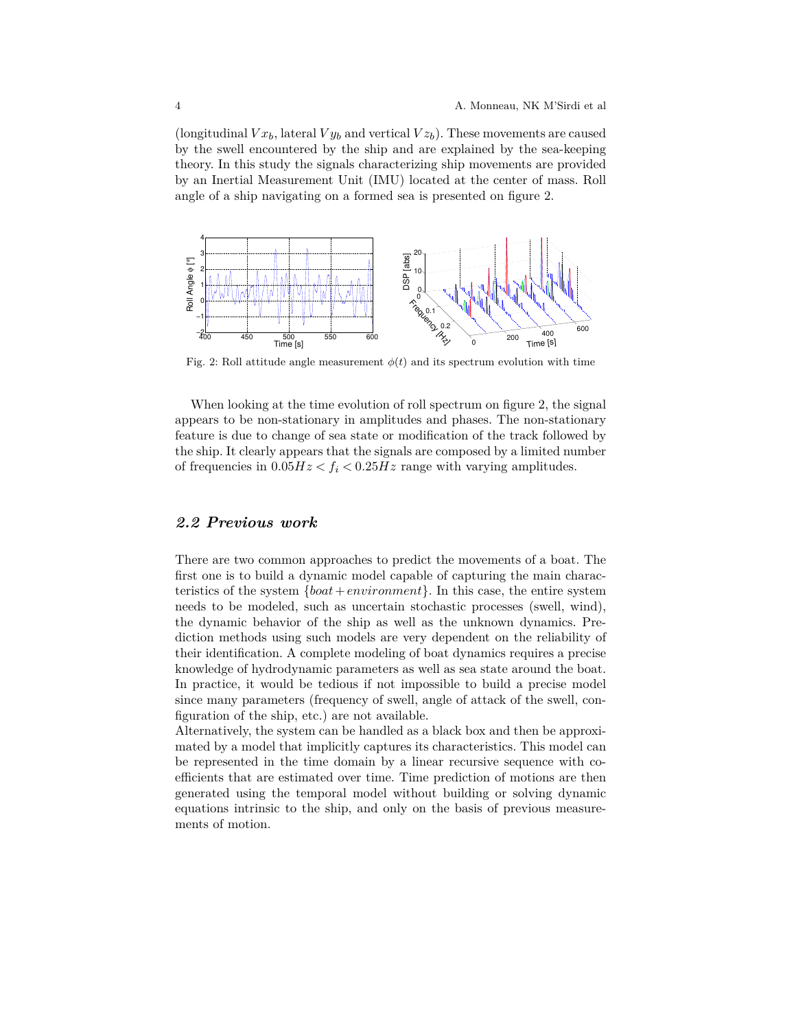(longitudinal $Vx_b$, lateral $Vy_b$ and vertical $Vz_b$). These movements are caused by the swell encountered by the ship and are explained by the sea-keeping theory. In this study the signals characterizing ship movements are provided by an Inertial Measurement Unit (IMU) located at the center of mass. Roll angle of a ship navigating on a formed sea is presented on figure 2.

Fig. 2: Roll attitude angle measurement $\phi(t)$ and its spectrum evolution with time

When looking at the time evolution of roll spectrum on figure 2, the signal appears to be non-stationary in amplitudes and phases. The non-stationary feature is due to change of sea state or modification of the track followed by the ship. It clearly appears that the signals are composed by a limited number of frequencies in $0.05Hz < f_i < 0.25Hz$ range with varying amplitudes.

### 2.2 Previous work

There are two common approaches to predict the movements of a boat. The first one is to build a dynamic model capable of capturing the main characteristics of the system $\{boat + environment\}$. In this case, the entire system needs to be modeled, such as uncertain stochastic processes (swell, wind), the dynamic behavior of the ship as well as the unknown dynamics. Prediction methods using such models are very dependent on the reliability of their identification. A complete modeling of boat dynamics requires a precise knowledge of hydrodynamic parameters as well as sea state around the boat. In practice, it would be tedious if not impossible to build a precise model since many parameters (frequency of swell, angle of attack of the swell, configuration of the ship, etc.) are not available.

Alternatively, the system can be handled as a black box and then be approximated by a model that implicitly captures its characteristics. This model can be represented in the time domain by a linear recursive sequence with coefficients that are estimated over time. Time prediction of motions are then generated using the temporal model without building or solving dynamic equations intrinsic to the ship, and only on the basis of previous measurements of motion.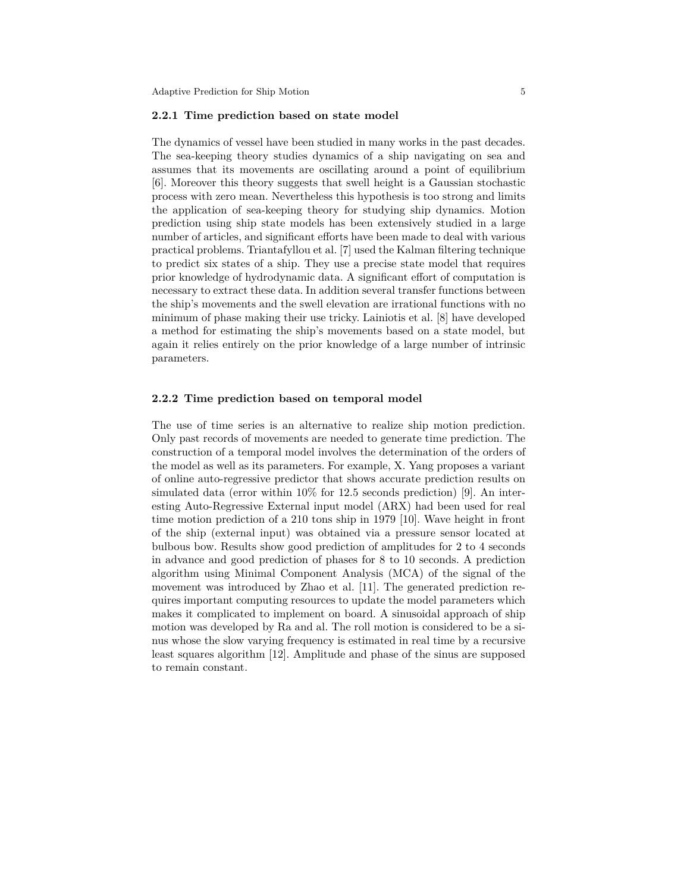### 2.2.1 Time prediction based on state model

The dynamics of vessel have been studied in many works in the past decades. The sea-keeping theory studies dynamics of a ship navigating on sea and assumes that its movements are oscillating around a point of equilibrium [6]. Moreover this theory suggests that swell height is a Gaussian stochastic process with zero mean. Nevertheless this hypothesis is too strong and limits the application of sea-keeping theory for studying ship dynamics. Motion prediction using ship state models has been extensively studied in a large number of articles, and significant efforts have been made to deal with various practical problems. Triantafyllou et al. [7] used the Kalman filtering technique to predict six states of a ship. They use a precise state model that requires prior knowledge of hydrodynamic data. A significant effort of computation is necessary to extract these data. In addition several transfer functions between the ship's movements and the swell elevation are irrational functions with no minimum of phase making their use tricky. Lainiotis et al. [8] have developed a method for estimating the ship's movements based on a state model, but again it relies entirely on the prior knowledge of a large number of intrinsic parameters.

### 2.2.2 Time prediction based on temporal model

The use of time series is an alternative to realize ship motion prediction. Only past records of movements are needed to generate time prediction. The construction of a temporal model involves the determination of the orders of the model as well as its parameters. For example, X. Yang proposes a variant of online auto-regressive predictor that shows accurate prediction results on simulated data (error within 10% for 12.5 seconds prediction) [9]. An interesting Auto-Regressive External input model (ARX) had been used for real time motion prediction of a 210 tons ship in 1979 [10]. Wave height in front of the ship (external input) was obtained via a pressure sensor located at bulbous bow. Results show good prediction of amplitudes for 2 to 4 seconds in advance and good prediction of phases for 8 to 10 seconds. A prediction algorithm using Minimal Component Analysis (MCA) of the signal of the movement was introduced by Zhao et al. [11]. The generated prediction requires important computing resources to update the model parameters which makes it complicated to implement on board. A sinusoidal approach of ship motion was developed by Ra and al. The roll motion is considered to be a sinus whose the slow varying frequency is estimated in real time by a recursive least squares algorithm [12]. Amplitude and phase of the sinus are supposed to remain constant.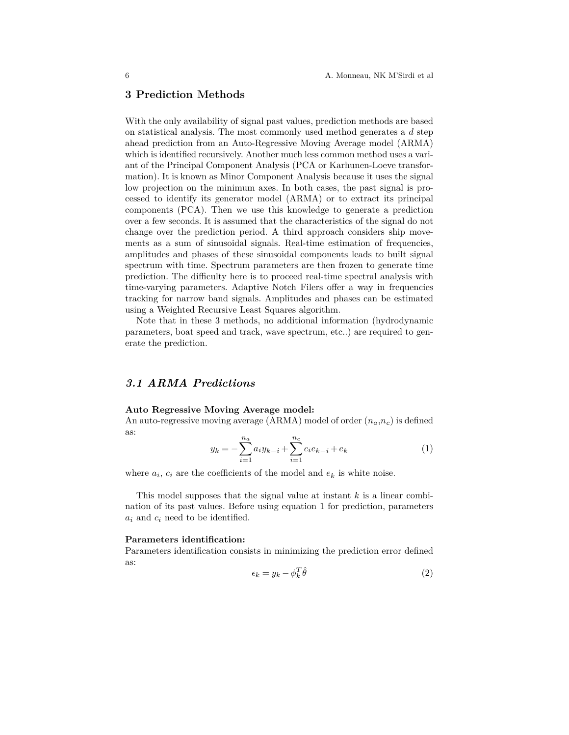## 3 Prediction Methods

With the only availability of signal past values, prediction methods are based on statistical analysis. The most commonly used method generates a $d$ step ahead prediction from an Auto-Regressive Moving Average model (ARMA) which is identified recursively. Another much less common method uses a variant of the Principal Component Analysis (PCA or Karhunen-Loeve transformation). It is known as Minor Component Analysis because it uses the signal low projection on the minimum axes. In both cases, the past signal is processed to identify its generator model (ARMA) or to extract its principal components (PCA). Then we use this knowledge to generate a prediction over a few seconds. It is assumed that the characteristics of the signal do not change over the prediction period. A third approach considers ship movements as a sum of sinusoidal signals. Real-time estimation of frequencies, amplitudes and phases of these sinusoidal components leads to built signal spectrum with time. Spectrum parameters are then frozen to generate time prediction. The difficulty here is to proceed real-time spectral analysis with time-varying parameters. Adaptive Notch Filers offer a way in frequencies tracking for narrow band signals. Amplitudes and phases can be estimated using a Weighted Recursive Least Squares algorithm.

Note that in these 3 methods, no additional information (hydrodynamic parameters, boat speed and track, wave spectrum, etc..) are required to generate the prediction.

### *3.1 ARMA Predictions*

**Auto Regressive Moving Average model:**
An auto-regressive moving average (ARMA) model of order ($n_a$,$n_c$) is defined as:

$$y_k = -\sum_{i=1}^{n_a} a_i y_{k-i} + \sum_{i=1}^{n_c} c_i e_{k-i} + e_k \tag{1}$$

where $a_i$, $c_i$ are the coefficients of the model and $e_k$ is white noise.

This model supposes that the signal value at instant $k$ is a linear combination of its past values. Before using equation 1 for prediction, parameters $a_i$ and $c_i$ need to be identified.

**Parameters identification:**
Parameters identification consists in minimizing the prediction error defined as:

$$\epsilon_k = y_k - \phi_k^T \hat{\theta} \tag{2}$$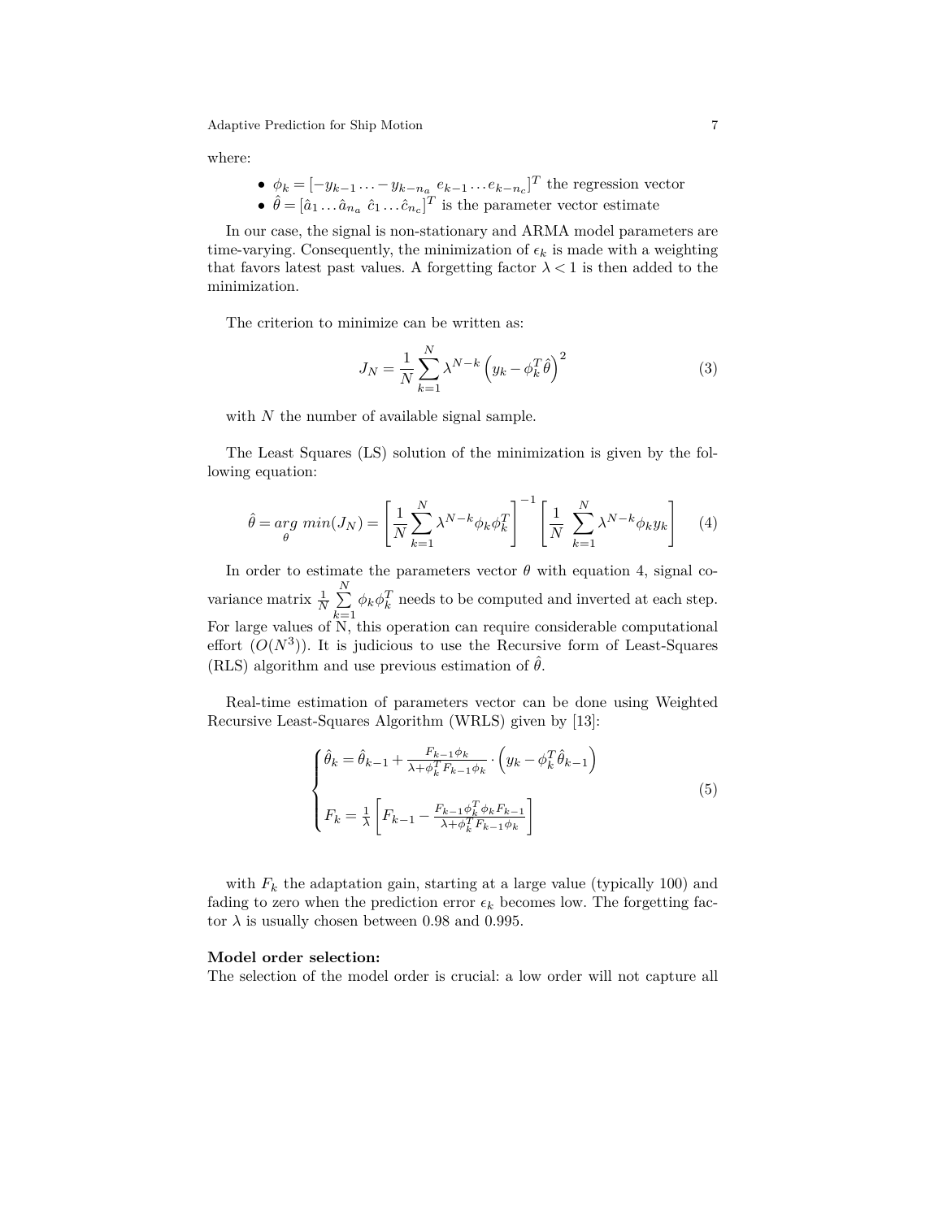where:

- $\phi_k = [-y_{k-1} \ldots - y_{k-n_a}\ e_{k-1} \ldots e_{k-n_c}]^T$ the regression vector
- $\hat{\theta} = [\hat{a}_1 \ldots \hat{a}_{n_a}\ \hat{c}_1 \ldots \hat{c}_{n_c}]^T$ is the parameter vector estimate

In our case, the signal is non-stationary and ARMA model parameters are time-varying. Consequently, the minimization of $\epsilon_k$ is made with a weighting that favors latest past values. A forgetting factor $\lambda < 1$ is then added to the minimization.

The criterion to minimize can be written as:

$$J_N = \frac{1}{N} \sum_{k=1}^{N} \lambda^{N-k} \left( y_k - \phi_k^T \hat{\theta} \right)^2 \tag{3}$$

with $N$ the number of available signal sample.

The Least Squares (LS) solution of the minimization is given by the following equation:

$$\hat{\theta} = \underset{\theta}{arg\ min}(J_N) = \left[ \frac{1}{N} \sum_{k=1}^{N} \lambda^{N-k} \phi_k \phi_k^T \right]^{-1} \left[ \frac{1}{N} \sum_{k=1}^{N} \lambda^{N-k} \phi_k y_k \right] \tag{4}$$

In order to estimate the parameters vector $\theta$ with equation 4, signal covariance matrix $\frac{1}{N} \sum_{k=1}^{N} \phi_k \phi_k^T$ needs to be computed and inverted at each step. For large values of N, this operation can require considerable computational effort ($O(N^3)$). It is judicious to use the Recursive form of Least-Squares (RLS) algorithm and use previous estimation of $\hat{\theta}$.

Real-time estimation of parameters vector can be done using Weighted Recursive Least-Squares Algorithm (WRLS) given by [13]:

$$\begin{cases} \hat{\theta}_k = \hat{\theta}_{k-1} + \frac{F_{k-1} \phi_k}{\lambda + \phi_k^T F_{k-1} \phi_k} \cdot \left( y_k - \phi_k^T \hat{\theta}_{k-1} \right) \\ \\ F_k = \frac{1}{\lambda} \left[ F_{k-1} - \frac{F_{k-1} \phi_k^T \phi_k F_{k-1}}{\lambda + \phi_k^T F_{k-1} \phi_k} \right] \end{cases} \tag{5}$$

with $F_k$ the adaptation gain, starting at a large value (typically 100) and fading to zero when the prediction error $\epsilon_k$ becomes low. The forgetting factor $\lambda$ is usually chosen between 0.98 and 0.995.

**Model order selection:**
The selection of the model order is crucial: a low order will not capture all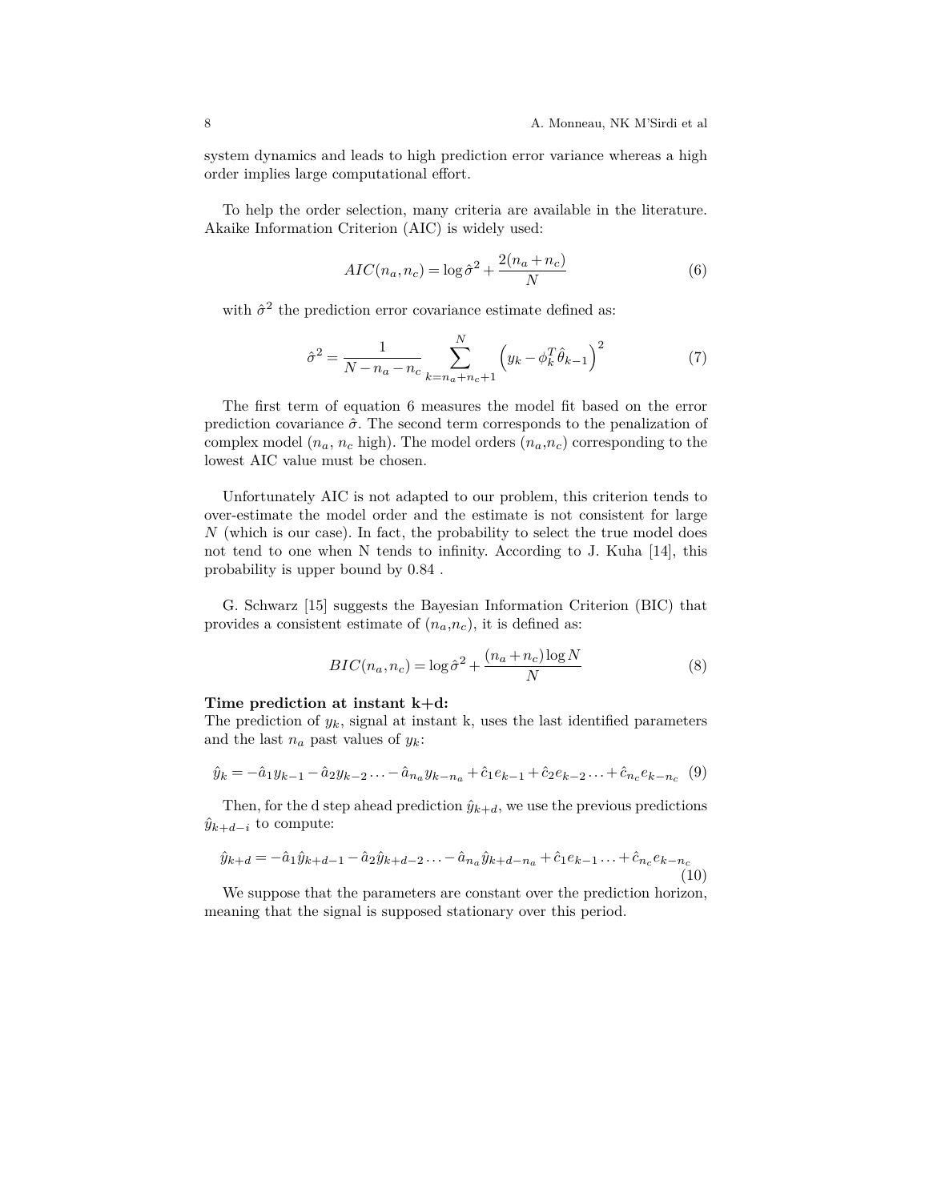system dynamics and leads to high prediction error variance whereas a high order implies large computational effort.

To help the order selection, many criteria are available in the literature. Akaike Information Criterion (AIC) is widely used:

$$AIC(n_a, n_c) = \log \hat{\sigma}^2 + \frac{2(n_a + n_c)}{N} \tag{6}$$

with $\hat{\sigma}^2$ the prediction error covariance estimate defined as:

$$\hat{\sigma}^2 = \frac{1}{N - n_a - n_c} \sum_{k=n_a+n_c+1}^{N} \left( y_k - \phi_k^T \hat{\theta}_{k-1} \right)^2 \tag{7}$$

The first term of equation 6 measures the model fit based on the error prediction covariance $\hat{\sigma}$. The second term corresponds to the penalization of complex model ($n_a$, $n_c$ high). The model orders ($n_a$,$n_c$) corresponding to the lowest AIC value must be chosen.

Unfortunately AIC is not adapted to our problem, this criterion tends to over-estimate the model order and the estimate is not consistent for large $N$ (which is our case). In fact, the probability to select the true model does not tend to one when N tends to infinity. According to J. Kuha [14], this probability is upper bound by 0.84 .

G. Schwarz [15] suggests the Bayesian Information Criterion (BIC) that provides a consistent estimate of ($n_a$,$n_c$), it is defined as:

$$BIC(n_a, n_c) = \log \hat{\sigma}^2 + \frac{(n_a + n_c) \log N}{N} \tag{8}$$

**Time prediction at instant k+d:**
The prediction of $y_k$, signal at instant k, uses the last identified parameters and the last $n_a$ past values of $y_k$:

$$\hat{y}_k = -\hat{a}_1 y_{k-1} - \hat{a}_2 y_{k-2} \ldots - \hat{a}_{n_a} y_{k-n_a} + \hat{c}_1 e_{k-1} + \hat{c}_2 e_{k-2} \ldots + \hat{c}_{n_c} e_{k-n_c} \tag{9}$$

Then, for the d step ahead prediction $\hat{y}_{k+d}$, we use the previous predictions $\hat{y}_{k+d-i}$ to compute:

$$\hat{y}_{k+d} = -\hat{a}_1 \hat{y}_{k+d-1} - \hat{a}_2 \hat{y}_{k+d-2} \ldots - \hat{a}_{n_a} \hat{y}_{k+d-n_a} + \hat{c}_1 e_{k-1} \ldots + \hat{c}_{n_c} e_{k-n_c} \tag{10}$$

We suppose that the parameters are constant over the prediction horizon, meaning that the signal is supposed stationary over this period.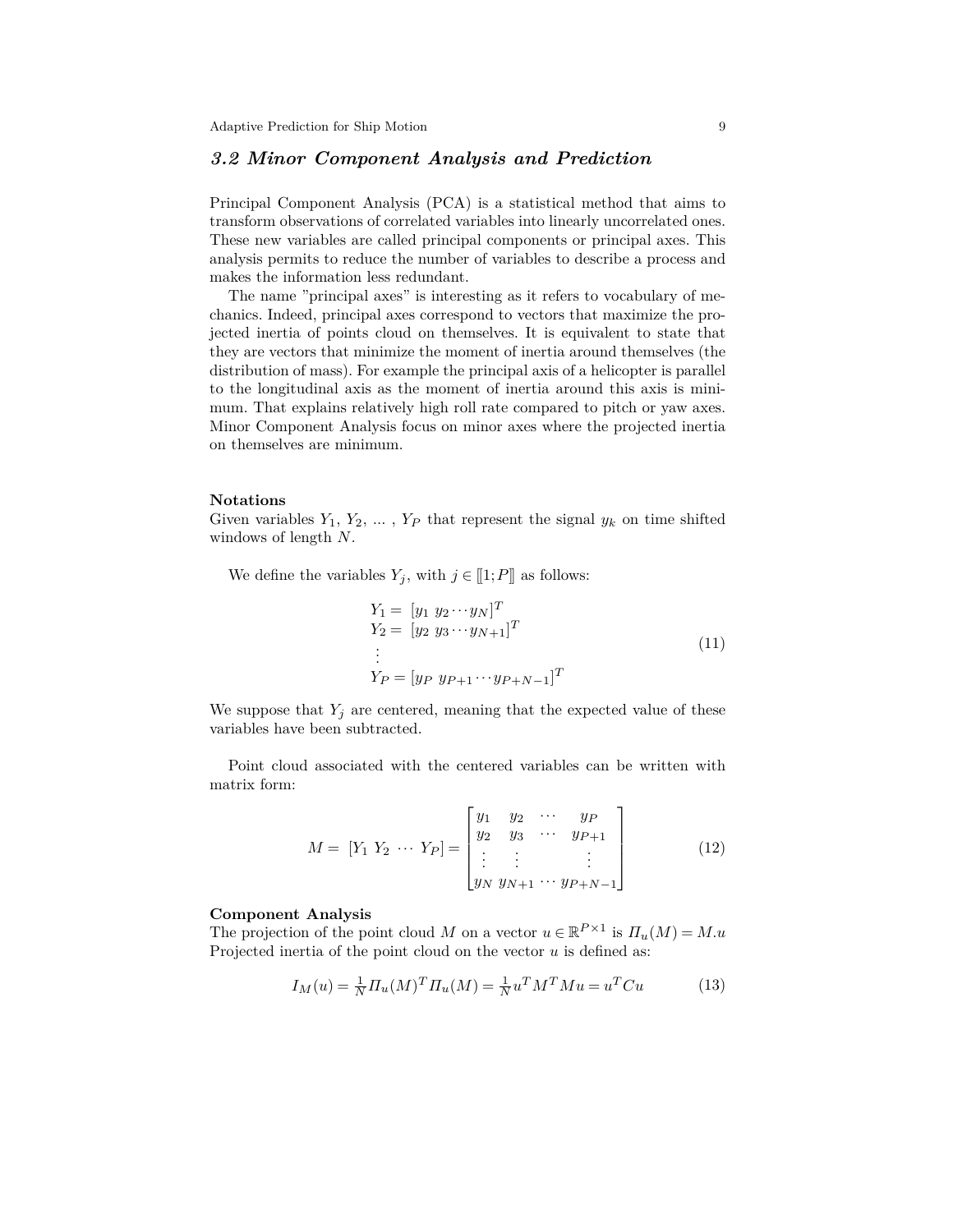### *3.2 Minor Component Analysis and Prediction*

Principal Component Analysis (PCA) is a statistical method that aims to transform observations of correlated variables into linearly uncorrelated ones. These new variables are called principal components or principal axes. This analysis permits to reduce the number of variables to describe a process and makes the information less redundant.

The name "principal axes" is interesting as it refers to vocabulary of mechanics. Indeed, principal axes correspond to vectors that maximize the projected inertia of points cloud on themselves. It is equivalent to state that they are vectors that minimize the moment of inertia around themselves (the distribution of mass). For example the principal axis of a helicopter is parallel to the longitudinal axis as the moment of inertia around this axis is minimum. That explains relatively high roll rate compared to pitch or yaw axes. Minor Component Analysis focus on minor axes where the projected inertia on themselves are minimum.

**Notations**
Given variables $Y_1$, $Y_2$, ... , $Y_P$ that represent the signal $y_k$ on time shifted windows of length $N$.

We define the variables $Y_j$, with $j \in [\![1;P]\!]$ as follows:

$$
\begin{aligned}
Y_1 &= [y_1 \ y_2 \cdots y_N]^T \\
Y_2 &= [y_2 \ y_3 \cdots y_{N+1}]^T \\
&\vdots \\
Y_P &= [y_P \ y_{P+1} \cdots y_{P+N-1}]^T
\end{aligned}
\tag{11}
$$

We suppose that $Y_j$ are centered, meaning that the expected value of these variables have been subtracted.

Point cloud associated with the centered variables can be written with matrix form:

$$
M = [Y_1 \ Y_2 \ \cdots \ Y_P] = \begin{bmatrix} y_1 & y_2 & \cdots & y_P \\ y_2 & y_3 & \cdots & y_{P+1} \\ \vdots & \vdots & & \vdots \\ y_N & y_{N+1} & \cdots & y_{P+N-1} \end{bmatrix}
\tag{12}
$$

**Component Analysis**
The projection of the point cloud $M$ on a vector $u \in \mathbb{R}^{P\times 1}$ is $\Pi_u(M) = M.u$
Projected inertia of the point cloud on the vector $u$ is defined as:

$$
I_M(u) = \frac{1}{N}\Pi_u(M)^T\Pi_u(M) = \frac{1}{N}u^T M^T M u = u^T C u
\tag{13}
$$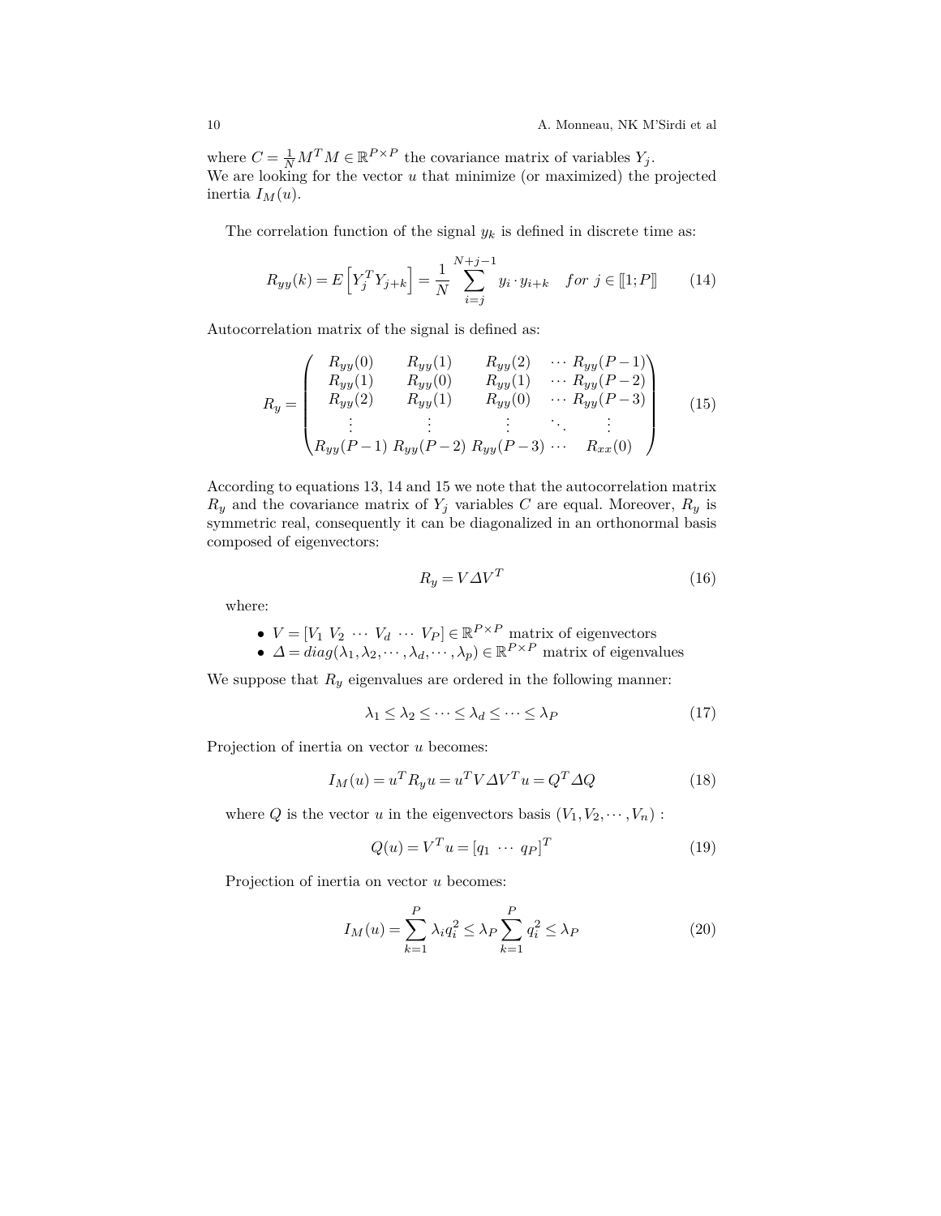where $C = \frac{1}{N} M^T M \in \mathbb{R}^{P \times P}$ the covariance matrix of variables $Y_j$.
We are looking for the vector $u$ that minimize (or maximized) the projected inertia $I_M(u)$.

The correlation function of the signal $y_k$ is defined in discrete time as:

$$R_{yy}(k) = E\left[Y_j^T Y_{j+k}\right] = \frac{1}{N} \sum_{i=j}^{N+j-1} y_i \cdot y_{i+k} \quad for\ j \in [\![1; P]\!] \tag{14}$$

Autocorrelation matrix of the signal is defined as:

$$R_y = \begin{pmatrix} R_{yy}(0) & R_{yy}(1) & R_{yy}(2) & \cdots & R_{yy}(P-1) \\ R_{yy}(1) & R_{yy}(0) & R_{yy}(1) & \cdots & R_{yy}(P-2) \\ R_{yy}(2) & R_{yy}(1) & R_{yy}(0) & \cdots & R_{yy}(P-3) \\ \vdots & \vdots & \vdots & \ddots & \vdots \\ R_{yy}(P-1) & R_{yy}(P-2) & R_{yy}(P-3) & \cdots & R_{xx}(0) \end{pmatrix} \tag{15}$$

According to equations 13, 14 and 15 we note that the autocorrelation matrix $R_y$ and the covariance matrix of $Y_j$ variables $C$ are equal. Moreover, $R_y$ is symmetric real, consequently it can be diagonalized in an orthonormal basis composed of eigenvectors:

$$R_y = V \varDelta V^T \tag{16}$$

where:

- $V = [V_1\ V_2\ \cdots\ V_d\ \cdots\ V_P] \in \mathbb{R}^{P \times P}$ matrix of eigenvectors
- $\varDelta = diag(\lambda_1, \lambda_2, \cdots, \lambda_d, \cdots, \lambda_p) \in \mathbb{R}^{P \times P}$ matrix of eigenvalues

We suppose that $R_y$ eigenvalues are ordered in the following manner:

$$\lambda_1 \leq \lambda_2 \leq \cdots \leq \lambda_d \leq \cdots \leq \lambda_P \tag{17}$$

Projection of inertia on vector $u$ becomes:

$$I_M(u) = u^T R_y u = u^T V \varDelta V^T u = Q^T \varDelta Q \tag{18}$$

where $Q$ is the vector $u$ in the eigenvectors basis $(V_1, V_2, \cdots, V_n)$ :

$$Q(u) = V^T u = [q_1\ \cdots\ q_P]^T \tag{19}$$

Projection of inertia on vector $u$ becomes:

$$I_M(u) = \sum_{k=1}^{P} \lambda_i q_i^2 \leq \lambda_P \sum_{k=1}^{P} q_i^2 \leq \lambda_P \tag{20}$$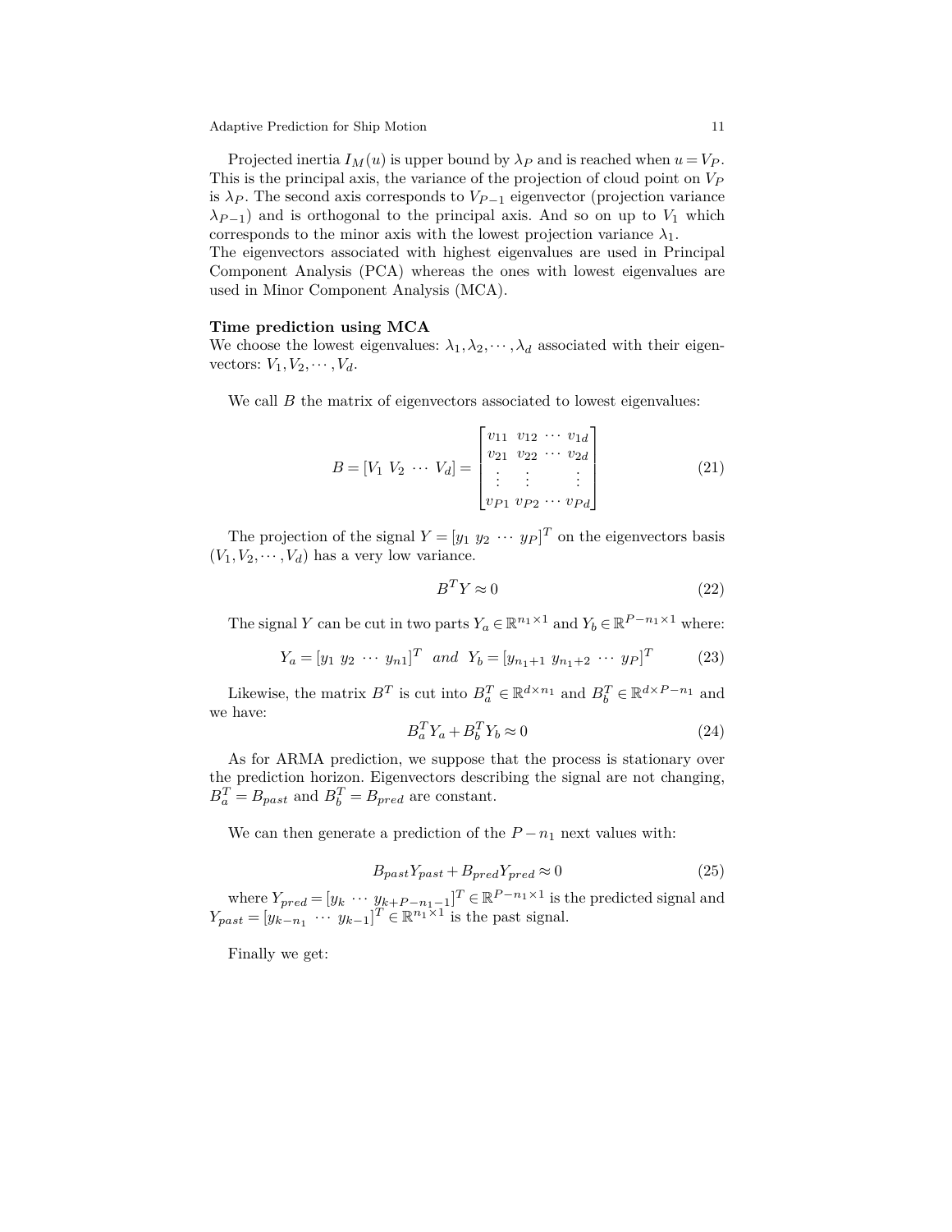Projected inertia $I_M(u)$ is upper bound by $\lambda_P$ and is reached when $u = V_P$. This is the principal axis, the variance of the projection of cloud point on $V_P$ is $\lambda_P$. The second axis corresponds to $V_{P-1}$ eigenvector (projection variance $\lambda_{P-1}$) and is orthogonal to the principal axis. And so on up to $V_1$ which corresponds to the minor axis with the lowest projection variance $\lambda_1$.
The eigenvectors associated with highest eigenvalues are used in Principal Component Analysis (PCA) whereas the ones with lowest eigenvalues are used in Minor Component Analysis (MCA).

**Time prediction using MCA**
We choose the lowest eigenvalues: $\lambda_1, \lambda_2, \cdots, \lambda_d$ associated with their eigenvectors: $V_1, V_2, \cdots, V_d$.

We call $B$ the matrix of eigenvectors associated to lowest eigenvalues:

$$B = [V_1 \ V_2 \ \cdots \ V_d] = \begin{bmatrix} v_{11} & v_{12} & \cdots & v_{1d} \\ v_{21} & v_{22} & \cdots & v_{2d} \\ \vdots & \vdots & & \vdots \\ v_{P1} & v_{P2} & \cdots & v_{Pd} \end{bmatrix} \tag{21}$$

The projection of the signal $Y = [y_1 \ y_2 \ \cdots \ y_P]^T$ on the eigenvectors basis $(V_1, V_2, \cdots, V_d)$ has a very low variance.

$$B^T Y \approx 0 \tag{22}$$

The signal $Y$ can be cut in two parts $Y_a \in \mathbb{R}^{n_1 \times 1}$ and $Y_b \in \mathbb{R}^{P-n_1 \times 1}$ where:

$$Y_a = [y_1 \ y_2 \ \cdots \ y_{n1}]^T \quad and \quad Y_b = [y_{n_1+1} \ y_{n_1+2} \ \cdots \ y_P]^T \tag{23}$$

Likewise, the matrix $B^T$ is cut into $B_a^T \in \mathbb{R}^{d \times n_1}$ and $B_b^T \in \mathbb{R}^{d \times P-n_1}$ and we have:

$$B_a^T Y_a + B_b^T Y_b \approx 0 \tag{24}$$

As for ARMA prediction, we suppose that the process is stationary over the prediction horizon. Eigenvectors describing the signal are not changing, $B_a^T = B_{past}$ and $B_b^T = B_{pred}$ are constant.

We can then generate a prediction of the $P - n_1$ next values with:

$$B_{past} Y_{past} + B_{pred} Y_{pred} \approx 0 \tag{25}$$

where $Y_{pred} = [y_k \ \cdots \ y_{k+P-n_1-1}]^T \in \mathbb{R}^{P-n_1 \times 1}$ is the predicted signal and $Y_{past} = [y_{k-n_1} \ \cdots \ y_{k-1}]^T \in \mathbb{R}^{n_1 \times 1}$ is the past signal.

Finally we get: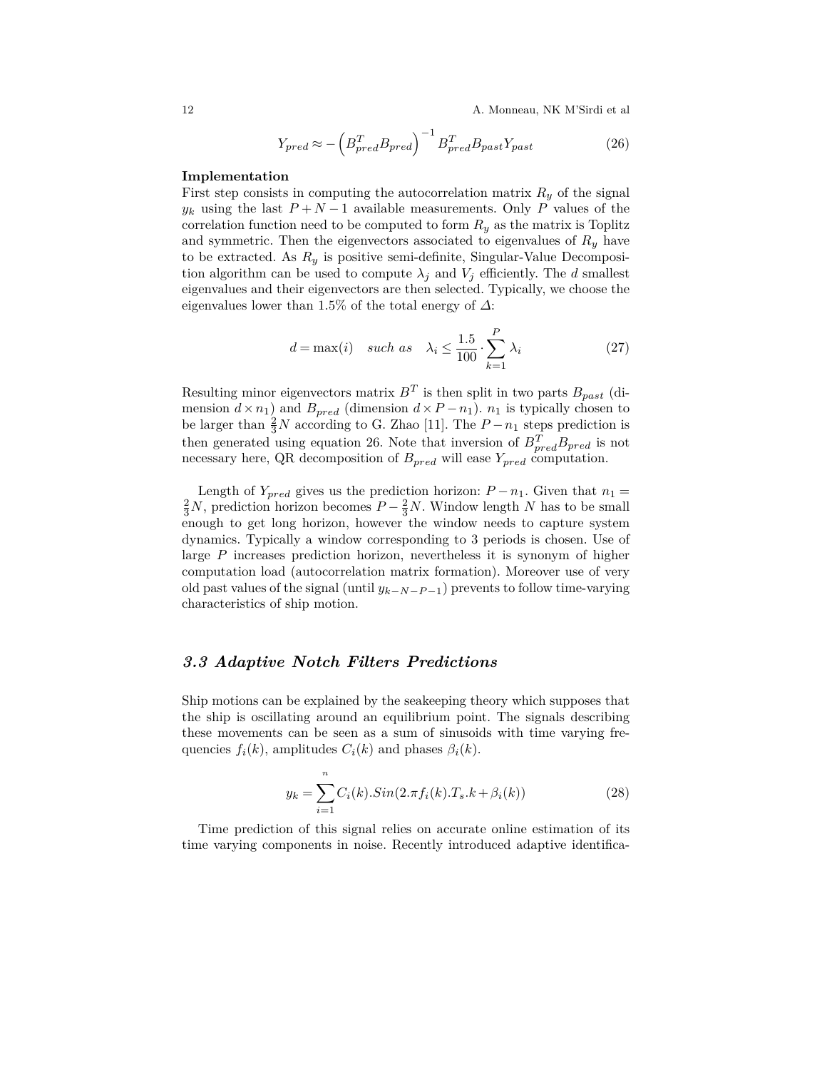$$Y_{pred} \approx -\left(B_{pred}^T B_{pred}\right)^{-1} B_{pred}^T B_{past} Y_{past} \tag{26}$$

**Implementation**

First step consists in computing the autocorrelation matrix $R_y$ of the signal $y_k$ using the last $P+N-1$ available measurements. Only $P$ values of the correlation function need to be computed to form $R_y$ as the matrix is Toplitz and symmetric. Then the eigenvectors associated to eigenvalues of $R_y$ have to be extracted. As $R_y$ is positive semi-definite, Singular-Value Decomposition algorithm can be used to compute $\lambda_j$ and $V_j$ efficiently. The $d$ smallest eigenvalues and their eigenvectors are then selected. Typically, we choose the eigenvalues lower than 1.5% of the total energy of $\Delta$:

$$d = \max(i) \quad \textit{such as} \quad \lambda_i \leq \frac{1.5}{100} \cdot \sum_{k=1}^{P} \lambda_i \tag{27}$$

Resulting minor eigenvectors matrix $B^T$ is then split in two parts $B_{past}$ (dimension $d \times n_1$) and $B_{pred}$ (dimension $d \times P - n_1$). $n_1$ is typically chosen to be larger than $\frac{2}{3}N$ according to G. Zhao [11]. The $P - n_1$ steps prediction is then generated using equation 26. Note that inversion of $B_{pred}^T B_{pred}$ is not necessary here, QR decomposition of $B_{pred}$ will ease $Y_{pred}$ computation.

Length of $Y_{pred}$ gives us the prediction horizon: $P - n_1$. Given that $n_1 = \frac{2}{3}N$, prediction horizon becomes $P - \frac{2}{3}N$. Window length $N$ has to be small enough to get long horizon, however the window needs to capture system dynamics. Typically a window corresponding to 3 periods is chosen. Use of large $P$ increases prediction horizon, nevertheless it is synonym of higher computation load (autocorrelation matrix formation). Moreover use of very old past values of the signal (until $y_{k-N-P-1}$) prevents to follow time-varying characteristics of ship motion.

### 3.3 Adaptive Notch Filters Predictions

Ship motions can be explained by the seakeeping theory which supposes that the ship is oscillating around an equilibrium point. The signals describing these movements can be seen as a sum of sinusoids with time varying frequencies $f_i(k)$, amplitudes $C_i(k)$ and phases $\beta_i(k)$.

$$y_k = \sum_{i=1}^{n} C_i(k).Sin(2.\pi f_i(k).T_s.k + \beta_i(k)) \tag{28}$$

Time prediction of this signal relies on accurate online estimation of its time varying components in noise. Recently introduced adaptive identifica-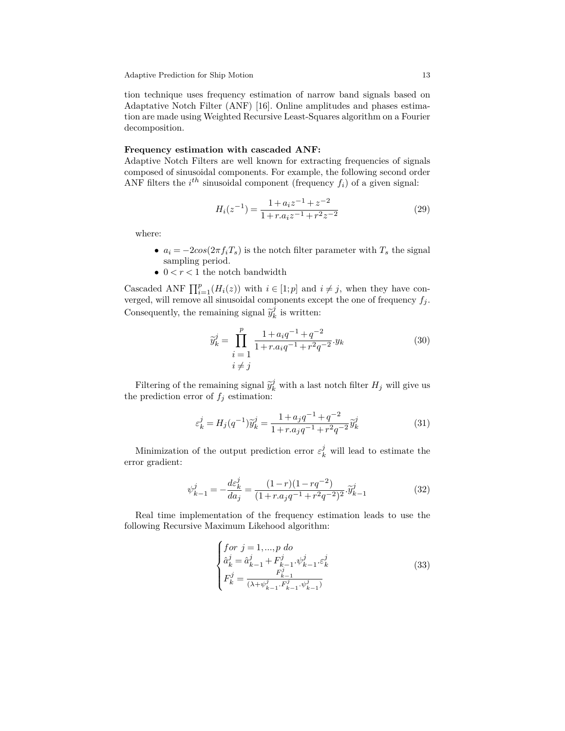tion technique uses frequency estimation of narrow band signals based on Adaptative Notch Filter (ANF) [16]. Online amplitudes and phases estimation are made using Weighted Recursive Least-Squares algorithm on a Fourier decomposition.

**Frequency estimation with cascaded ANF:**
Adaptive Notch Filters are well known for extracting frequencies of signals composed of sinusoidal components. For example, the following second order ANF filters the $i^{th}$ sinusoidal component (frequency $f_i$) of a given signal:

$$H_i(z^{-1}) = \frac{1 + a_i z^{-1} + z^{-2}}{1 + r.a_i z^{-1} + r^2 z^{-2}} \tag{29}$$

where:

- $a_i = -2cos(2\pi f_i T_s)$ is the notch filter parameter with $T_s$ the signal sampling period.
- $0 < r < 1$ the notch bandwidth

Cascaded ANF $\prod_{i=1}^{p}(H_i(z))$ with $i \in [1;p]$ and $i \neq j$, when they have converged, will remove all sinusoidal components except the one of frequency $f_j$. Consequently, the remaining signal $\widetilde{y}_k^j$ is written:

$$\widetilde{y}_k^j = \prod_{\substack{i=1 \\ i \neq j}}^{p} \frac{1 + a_i q^{-1} + q^{-2}}{1 + r.a_i q^{-1} + r^2 q^{-2}}.y_k \tag{30}$$

Filtering of the remaining signal $\widetilde{y}_k^j$ with a last notch filter $H_j$ will give us the prediction error of $f_j$ estimation:

$$\varepsilon_k^j = H_j(q^{-1})\widetilde{y}_k^j = \frac{1 + a_j q^{-1} + q^{-2}}{1 + r.a_j q^{-1} + r^2 q^{-2}}\widetilde{y}_k^j \tag{31}$$

Minimization of the output prediction error $\varepsilon_k^j$ will lead to estimate the error gradient:

$$\psi_{k-1}^j = -\frac{d\varepsilon_k^j}{da_j} = \frac{(1-r)(1-rq^{-2})}{(1 + r.a_j q^{-1} + r^2 q^{-2})^2}.\widetilde{y}_{k-1}^j \tag{32}$$

Real time implementation of the frequency estimation leads to use the following Recursive Maximum Likehood algorithm:

$$\begin{cases} for \ j = 1, ..., p \ do \\ \hat{a}_k^j = \hat{a}_{k-1}^j + F_{k-1}^j.\psi_{k-1}^j.\varepsilon_k^j \\ F_k^j = \frac{F_{k-1}^j}{(\lambda + \psi_{k-1}^j.F_{k-1}^j.\psi_{k-1}^j)} \end{cases} \tag{33}$$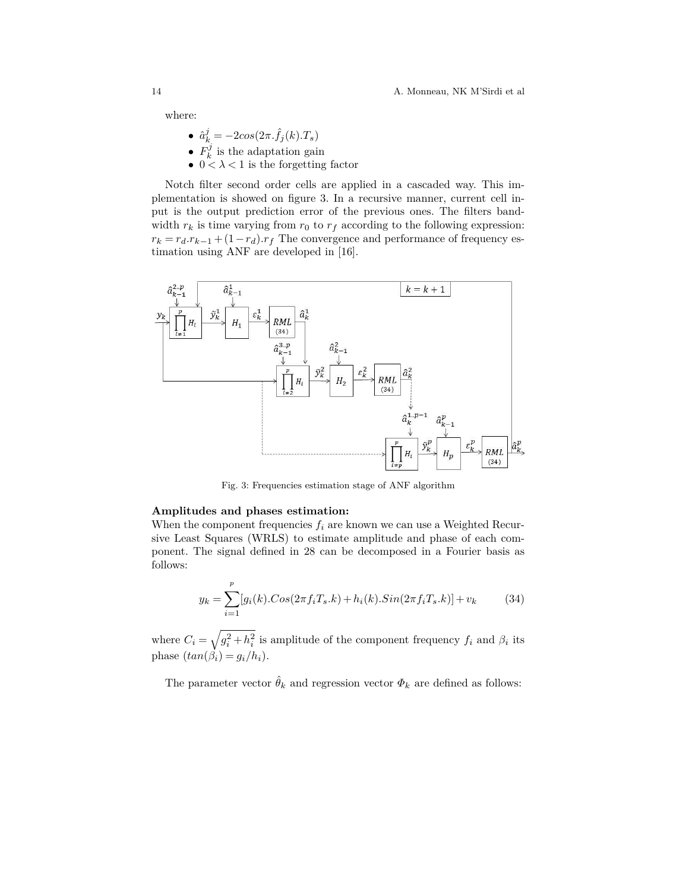where:

- $\hat{a}_k^j = -2cos(2\pi.\hat{f}_j(k).T_s)$
- $F_k^j$ is the adaptation gain
- $0 < \lambda < 1$ is the forgetting factor

Notch filter second order cells are applied in a cascaded way. This implementation is showed on figure 3. In a recursive manner, current cell input is the output prediction error of the previous ones. The filters bandwidth $r_k$ is time varying from $r_0$ to $r_f$ according to the following expression: $r_k = r_d.r_{k-1} + (1-r_d).r_f$ The convergence and performance of frequency estimation using ANF are developed in [16].

Fig. 3: Frequencies estimation stage of ANF algorithm

**Amplitudes and phases estimation:**
When the component frequencies $f_i$ are known we can use a Weighted Recursive Least Squares (WRLS) to estimate amplitude and phase of each component. The signal defined in 28 can be decomposed in a Fourier basis as follows:

$$y_k = \sum_{i=1}^{p} [g_i(k).Cos(2\pi f_i T_s.k) + h_i(k).Sin(2\pi f_i T_s.k)] + v_k \qquad (34)$$

where $C_i = \sqrt{g_i^2 + h_i^2}$ is amplitude of the component frequency $f_i$ and $\beta_i$ its phase ($tan(\beta_i) = g_i/h_i$).

The parameter vector $\hat{\theta}_k$ and regression vector $\Phi_k$ are defined as follows: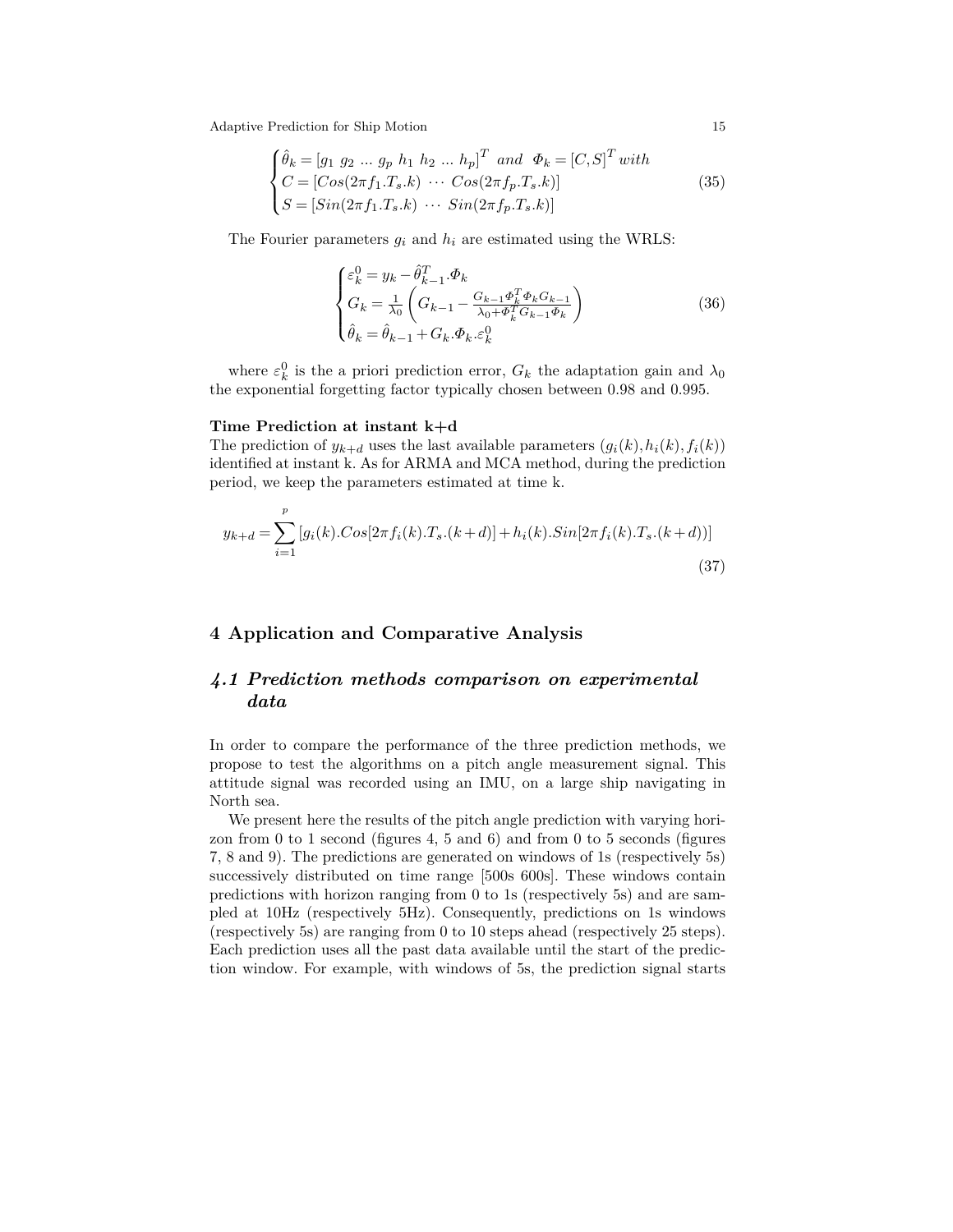$$
\begin{cases}
\hat{\theta}_k = [g_1 \ g_2 \ ... \ g_p \ h_1 \ h_2 \ ... \ h_p]^T \ \ and \ \ \Phi_k = [C, S]^T \ with \\
C = [Cos(2\pi f_1.T_s.k) \ \cdots \ Cos(2\pi f_p.T_s.k)] \\
S = [Sin(2\pi f_1.T_s.k) \ \cdots \ Sin(2\pi f_p.T_s.k)]
\end{cases}
\tag{35}
$$

The Fourier parameters $g_i$ and $h_i$ are estimated using the WRLS:

$$
\begin{cases}
\varepsilon_k^0 = y_k - \hat{\theta}_{k-1}^T.\Phi_k \\
G_k = \frac{1}{\lambda_0}\left( G_{k-1} - \frac{G_{k-1}\Phi_k^T \Phi_k G_{k-1}}{\lambda_0 + \Phi_k^T G_{k-1}\Phi_k} \right) \\
\hat{\theta}_k = \hat{\theta}_{k-1} + G_k.\Phi_k.\varepsilon_k^0
\end{cases}
\tag{36}
$$

where $\varepsilon_k^0$ is the a priori prediction error, $G_k$ the adaptation gain and $\lambda_0$ the exponential forgetting factor typically chosen between 0.98 and 0.995.

**Time Prediction at instant k+d**

The prediction of $y_{k+d}$ uses the last available parameters $(g_i(k), h_i(k), f_i(k))$ identified at instant k. As for ARMA and MCA method, during the prediction period, we keep the parameters estimated at time k.

$$
y_{k+d} = \sum_{i=1}^{p} [g_i(k).Cos[2\pi f_i(k).T_s.(k+d)] + h_i(k).Sin[2\pi f_i(k).T_s.(k+d))]
\tag{37}
$$

## 4 Application and Comparative Analysis

### 4.1 Prediction methods comparison on experimental data

In order to compare the performance of the three prediction methods, we propose to test the algorithms on a pitch angle measurement signal. This attitude signal was recorded using an IMU, on a large ship navigating in North sea.

We present here the results of the pitch angle prediction with varying horizon from 0 to 1 second (figures 4, 5 and 6) and from 0 to 5 seconds (figures 7, 8 and 9). The predictions are generated on windows of 1s (respectively 5s) successively distributed on time range [500s 600s]. These windows contain predictions with horizon ranging from 0 to 1s (respectively 5s) and are sampled at 10Hz (respectively 5Hz). Consequently, predictions on 1s windows (respectively 5s) are ranging from 0 to 10 steps ahead (respectively 25 steps). Each prediction uses all the past data available until the start of the prediction window. For example, with windows of 5s, the prediction signal starts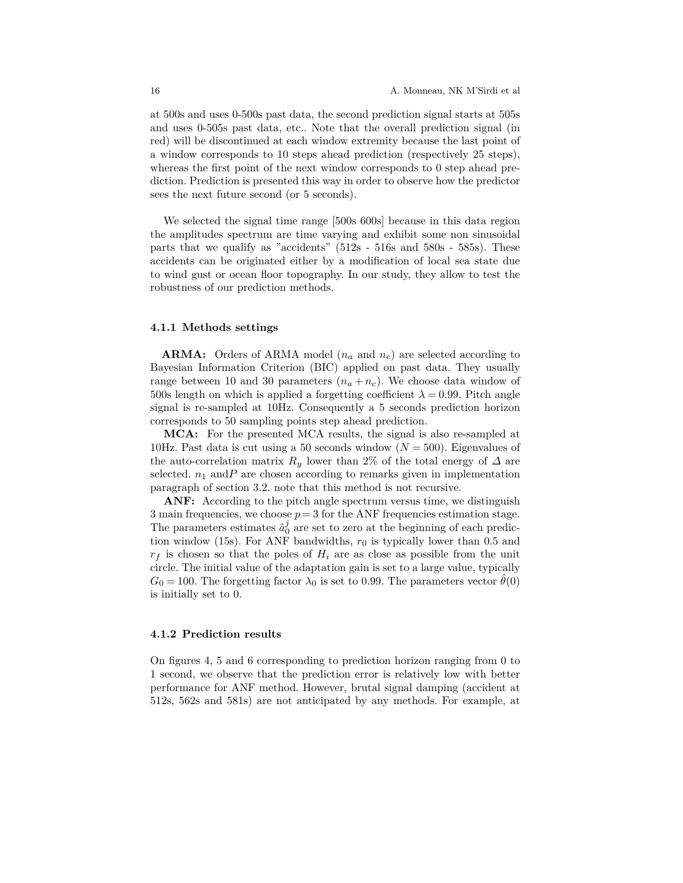at 500s and uses 0-500s past data, the second prediction signal starts at 505s and uses 0-505s past data, etc.. Note that the overall prediction signal (in red) will be discontinued at each window extremity because the last point of a window corresponds to 10 steps ahead prediction (respectively 25 steps), whereas the first point of the next window corresponds to 0 step ahead prediction. Prediction is presented this way in order to observe how the predictor sees the next future second (or 5 seconds).

We selected the signal time range [500s 600s] because in this data region the amplitudes spectrum are time varying and exhibit some non sinusoidal parts that we qualify as "accidents" (512s - 516s and 580s - 585s). These accidents can be originated either by a modification of local sea state due to wind gust or ocean floor topography. In our study, they allow to test the robustness of our prediction methods.

### 4.1.1 Methods settings

**ARMA:** Orders of ARMA model ($n_a$ and $n_c$) are selected according to Bayesian Information Criterion (BIC) applied on past data. They usually range between 10 and 30 parameters ($n_a + n_c$). We choose data window of 500s length on which is applied a forgetting coefficient $\lambda = 0.99$. Pitch angle signal is re-sampled at 10Hz. Consequently a 5 seconds prediction horizon corresponds to 50 sampling points step ahead prediction.

**MCA:** For the presented MCA results, the signal is also re-sampled at 10Hz. Past data is cut using a 50 seconds window ($N = 500$). Eigenvalues of the auto-correlation matrix $R_y$ lower than 2% of the total energy of $\Delta$ are selected. $n_1$ and$P$ are chosen according to remarks given in implementation paragraph of section 3.2. note that this method is not recursive.

**ANF:** According to the pitch angle spectrum versus time, we distinguish 3 main frequencies, we choose $p = 3$ for the ANF frequencies estimation stage. The parameters estimates $\hat{a}_0^j$ are set to zero at the beginning of each prediction window (15s). For ANF bandwidths, $r_0$ is typically lower than 0.5 and $r_f$ is chosen so that the poles of $H_i$ are as close as possible from the unit circle. The initial value of the adaptation gain is set to a large value, typically $G_0 = 100$. The forgetting factor $\lambda_0$ is set to 0.99. The parameters vector $\hat{\theta}(0)$ is initially set to 0.

### 4.1.2 Prediction results

On figures 4, 5 and 6 corresponding to prediction horizon ranging from 0 to 1 second, we observe that the prediction error is relatively low with better performance for ANF method. However, brutal signal damping (accident at 512s, 562s and 581s) are not anticipated by any methods. For example, at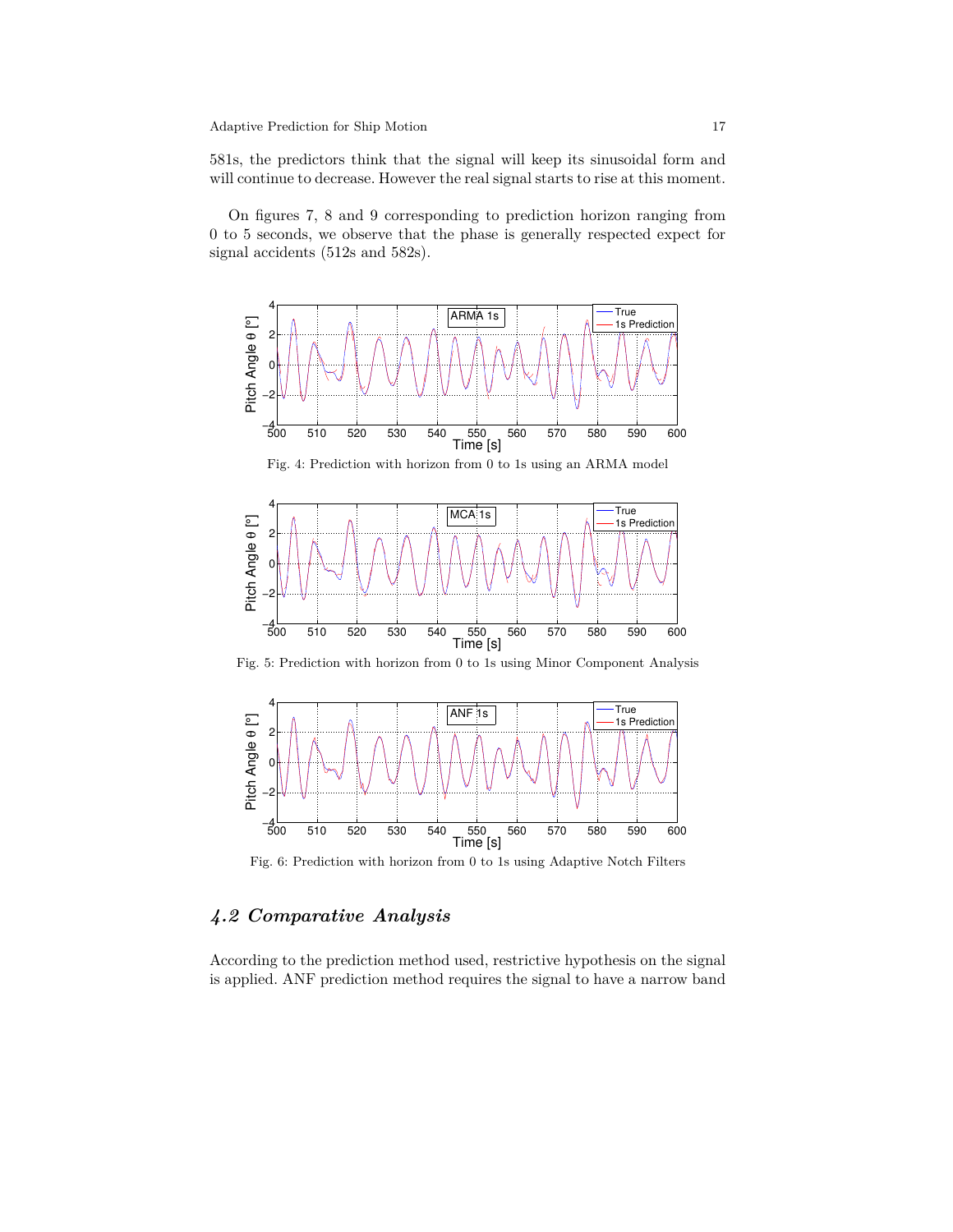581s, the predictors think that the signal will keep its sinusoidal form and will continue to decrease. However the real signal starts to rise at this moment.

On figures 7, 8 and 9 corresponding to prediction horizon ranging from 0 to 5 seconds, we observe that the phase is generally respected expect for signal accidents (512s and 582s).

Fig. 4: Prediction with horizon from 0 to 1s using an ARMA model

Fig. 5: Prediction with horizon from 0 to 1s using Minor Component Analysis

Fig. 6: Prediction with horizon from 0 to 1s using Adaptive Notch Filters

### *4.2 Comparative Analysis*

According to the prediction method used, restrictive hypothesis on the signal is applied. ANF prediction method requires the signal to have a narrow band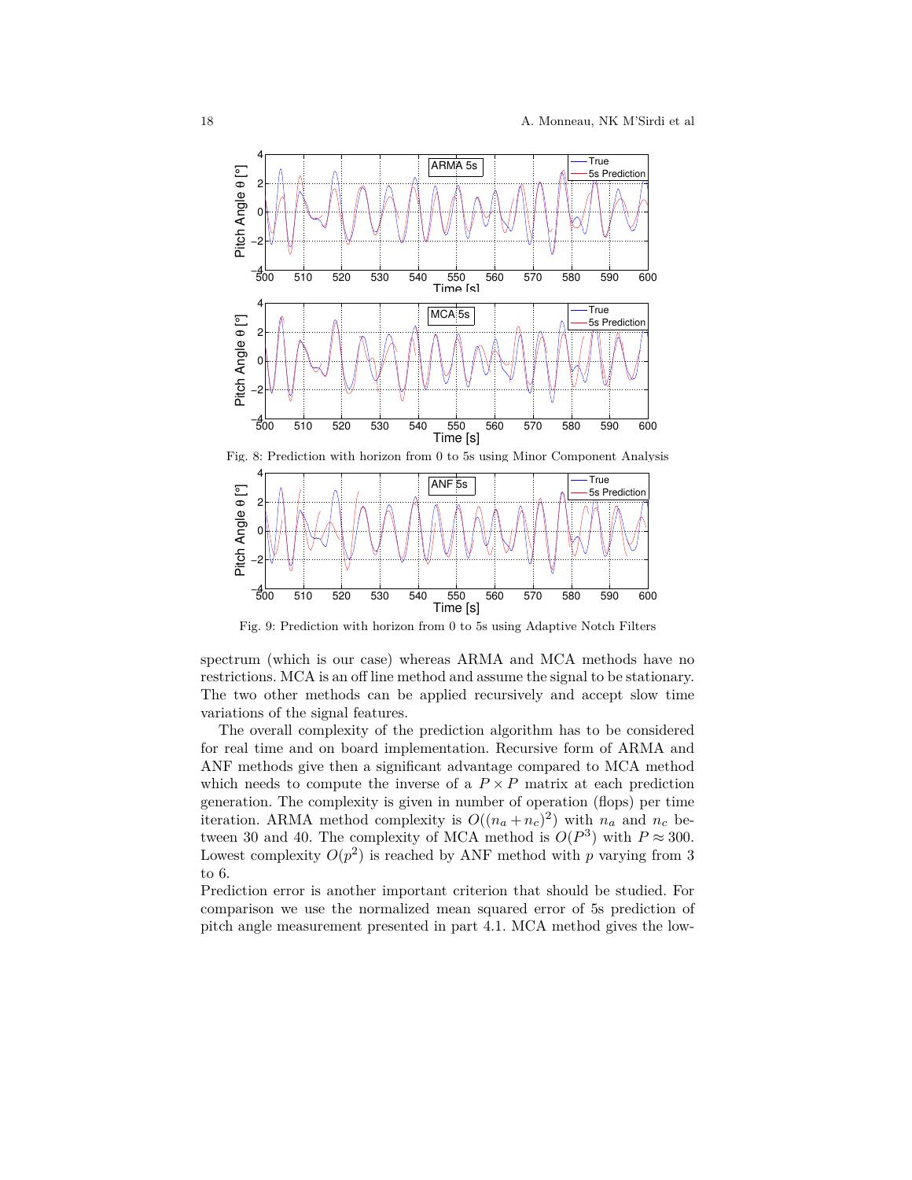Fig. 8: Prediction with horizon from 0 to 5s using Minor Component Analysis

Fig. 9: Prediction with horizon from 0 to 5s using Adaptive Notch Filters

spectrum (which is our case) whereas ARMA and MCA methods have no restrictions. MCA is an off line method and assume the signal to be stationary. The two other methods can be applied recursively and accept slow time variations of the signal features.

The overall complexity of the prediction algorithm has to be considered for real time and on board implementation. Recursive form of ARMA and ANF methods give then a significant advantage compared to MCA method which needs to compute the inverse of a $P \times P$ matrix at each prediction generation. The complexity is given in number of operation (flops) per time iteration. ARMA method complexity is $O((n_a + n_c)^2)$ with $n_a$ and $n_c$ between 30 and 40. The complexity of MCA method is $O(P^3)$ with $P \approx 300$. Lowest complexity $O(p^2)$ is reached by ANF method with $p$ varying from 3 to 6.

Prediction error is another important criterion that should be studied. For comparison we use the normalized mean squared error of 5s prediction of pitch angle measurement presented in part 4.1. MCA method gives the low-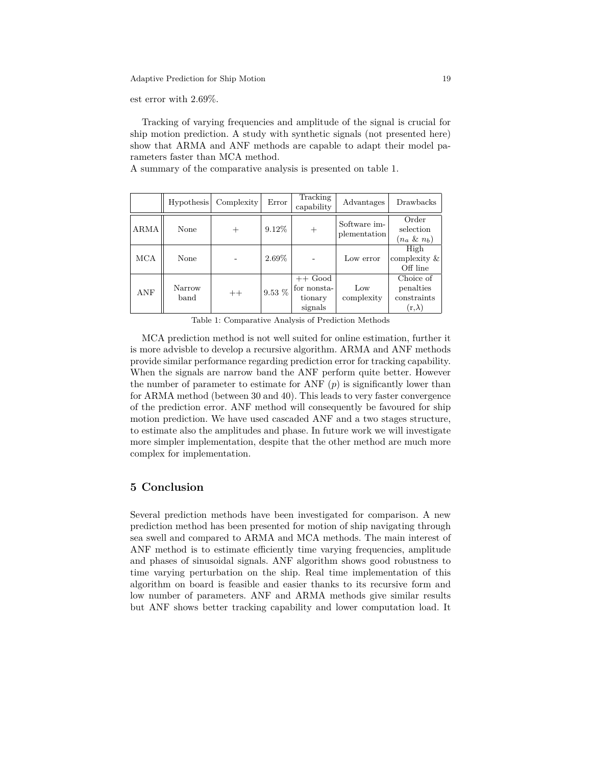est error with 2.69%.

Tracking of varying frequencies and amplitude of the signal is crucial for ship motion prediction. A study with synthetic signals (not presented here) show that ARMA and ANF methods are capable to adapt their model parameters faster than MCA method.
A summary of the comparative analysis is presented on table 1.

| | Hypothesis | Complexity | Error | Tracking capability | Advantages | Drawbacks |
|---|---|---|---|---|---|---|
| ARMA | None | + | 9.12% | + | Software implementation | Order selection ($n_a$ & $n_b$) |
| MCA | None | - | 2.69% | - | Low error | High complexity & Off line |
| ANF | Narrow band | ++ | 9.53 % | ++ Good for nonstationary signals | Low complexity | Choice of penalties constraints (r,$\lambda$) |

Table 1: Comparative Analysis of Prediction Methods

MCA prediction method is not well suited for online estimation, further it is more advisble to develop a recursive algorithm. ARMA and ANF methods provide similar performance regarding prediction error for tracking capability. When the signals are narrow band the ANF perform quite better. However the number of parameter to estimate for ANF ($p$) is significantly lower than for ARMA method (between 30 and 40). This leads to very faster convergence of the prediction error. ANF method will consequently be favoured for ship motion prediction. We have used cascaded ANF and a two stages structure, to estimate also the amplitudes and phase. In future work we will investigate more simpler implementation, despite that the other method are much more complex for implementation.

## 5 Conclusion

Several prediction methods have been investigated for comparison. A new prediction method has been presented for motion of ship navigating through sea swell and compared to ARMA and MCA methods. The main interest of ANF method is to estimate efficiently time varying frequencies, amplitude and phases of sinusoidal signals. ANF algorithm shows good robustness to time varying perturbation on the ship. Real time implementation of this algorithm on board is feasible and easier thanks to its recursive form and low number of parameters. ANF and ARMA methods give similar results but ANF shows better tracking capability and lower computation load. It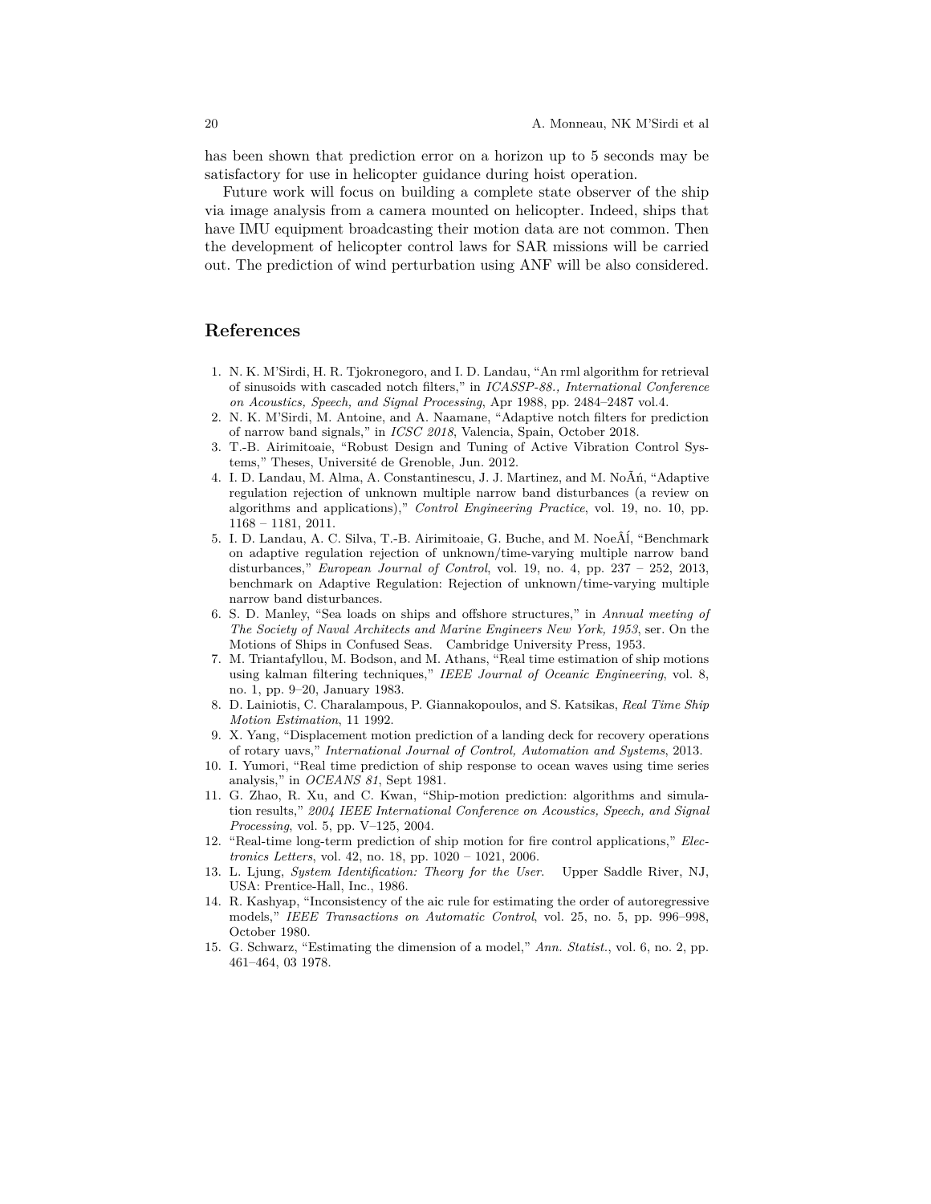has been shown that prediction error on a horizon up to 5 seconds may be satisfactory for use in helicopter guidance during hoist operation.

Future work will focus on building a complete state observer of the ship via image analysis from a camera mounted on helicopter. Indeed, ships that have IMU equipment broadcasting their motion data are not common. Then the development of helicopter control laws for SAR missions will be carried out. The prediction of wind perturbation using ANF will be also considered.

## References

1. N. K. M'Sirdi, H. R. Tjokronegoro, and I. D. Landau, "An rml algorithm for retrieval of sinusoids with cascaded notch filters," in *ICASSP-88., International Conference on Acoustics, Speech, and Signal Processing*, Apr 1988, pp. 2484–2487 vol.4.
2. N. K. M'Sirdi, M. Antoine, and A. Naamane, "Adaptive notch filters for prediction of narrow band signals," in *ICSC 2018*, Valencia, Spain, October 2018.
3. T.-B. Airimitoaie, "Robust Design and Tuning of Active Vibration Control Systems," Theses, Université de Grenoble, Jun. 2012.
4. I. D. Landau, M. Alma, A. Constantinescu, J. J. Martinez, and M. NoÃń, "Adaptive regulation rejection of unknown multiple narrow band disturbances (a review on algorithms and applications)," *Control Engineering Practice*, vol. 19, no. 10, pp. 1168 – 1181, 2011.
5. I. D. Landau, A. C. Silva, T.-B. Airimitoaie, G. Buche, and M. NoeÂÍ, "Benchmark on adaptive regulation rejection of unknown/time-varying multiple narrow band disturbances," *European Journal of Control*, vol. 19, no. 4, pp. 237 – 252, 2013, benchmark on Adaptive Regulation: Rejection of unknown/time-varying multiple narrow band disturbances.
6. S. D. Manley, "Sea loads on ships and offshore structures," in *Annual meeting of The Society of Naval Architects and Marine Engineers New York, 1953*, ser. On the Motions of Ships in Confused Seas. Cambridge University Press, 1953.
7. M. Triantafyllou, M. Bodson, and M. Athans, "Real time estimation of ship motions using kalman filtering techniques," *IEEE Journal of Oceanic Engineering*, vol. 8, no. 1, pp. 9–20, January 1983.
8. D. Lainiotis, C. Charalampous, P. Giannakopoulos, and S. Katsikas, *Real Time Ship Motion Estimation*, 11 1992.
9. X. Yang, "Displacement motion prediction of a landing deck for recovery operations of rotary uavs," *International Journal of Control, Automation and Systems*, 2013.
10. I. Yumori, "Real time prediction of ship response to ocean waves using time series analysis," in *OCEANS 81*, Sept 1981.
11. G. Zhao, R. Xu, and C. Kwan, "Ship-motion prediction: algorithms and simulation results," *2004 IEEE International Conference on Acoustics, Speech, and Signal Processing*, vol. 5, pp. V–125, 2004.
12. "Real-time long-term prediction of ship motion for fire control applications," *Electronics Letters*, vol. 42, no. 18, pp. 1020 – 1021, 2006.
13. L. Ljung, *System Identification: Theory for the User*. Upper Saddle River, NJ, USA: Prentice-Hall, Inc., 1986.
14. R. Kashyap, "Inconsistency of the aic rule for estimating the order of autoregressive models," *IEEE Transactions on Automatic Control*, vol. 25, no. 5, pp. 996–998, October 1980.
15. G. Schwarz, "Estimating the dimension of a model," *Ann. Statist.*, vol. 6, no. 2, pp. 461–464, 03 1978.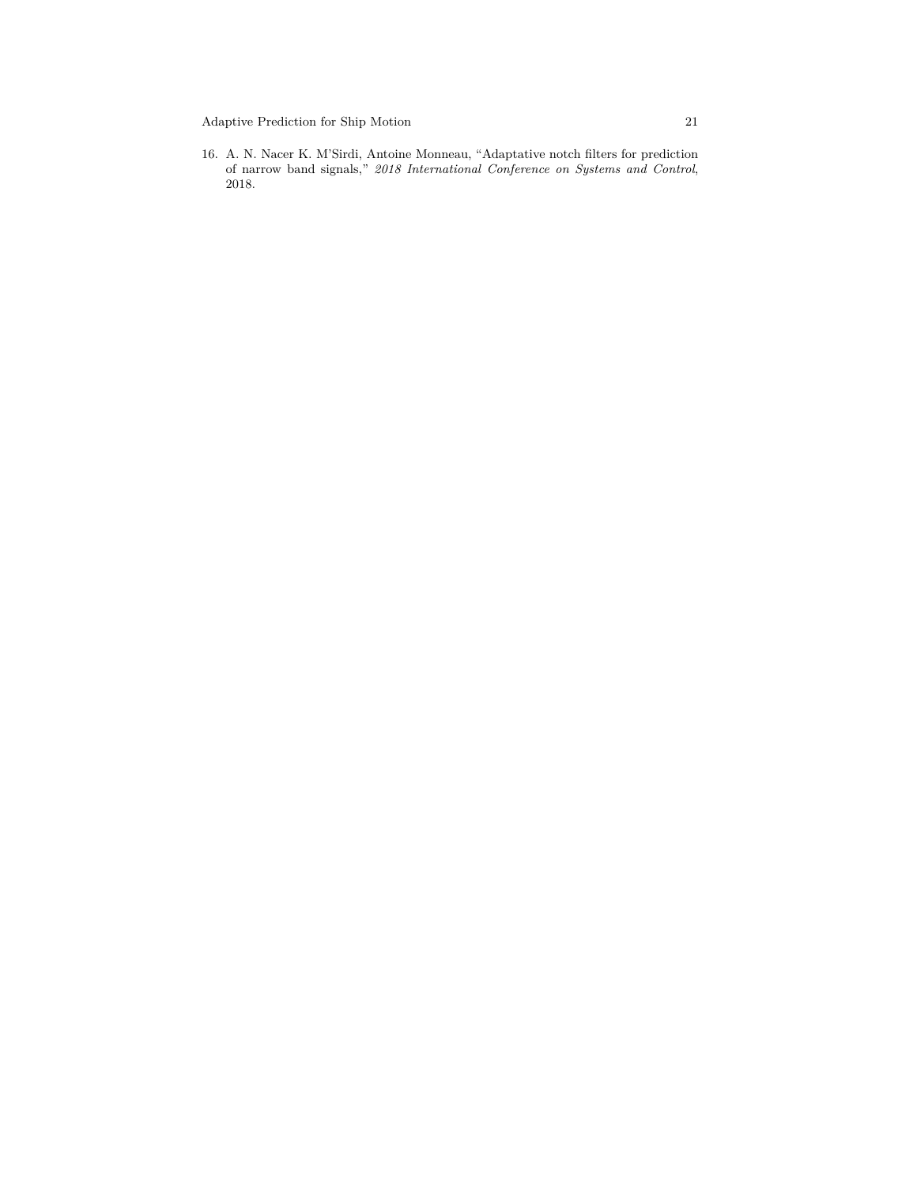16. A. N. Nacer K. M'Sirdi, Antoine Monneau, "Adaptative notch filters for prediction of narrow band signals," *2018 International Conference on Systems and Control*, 2018.